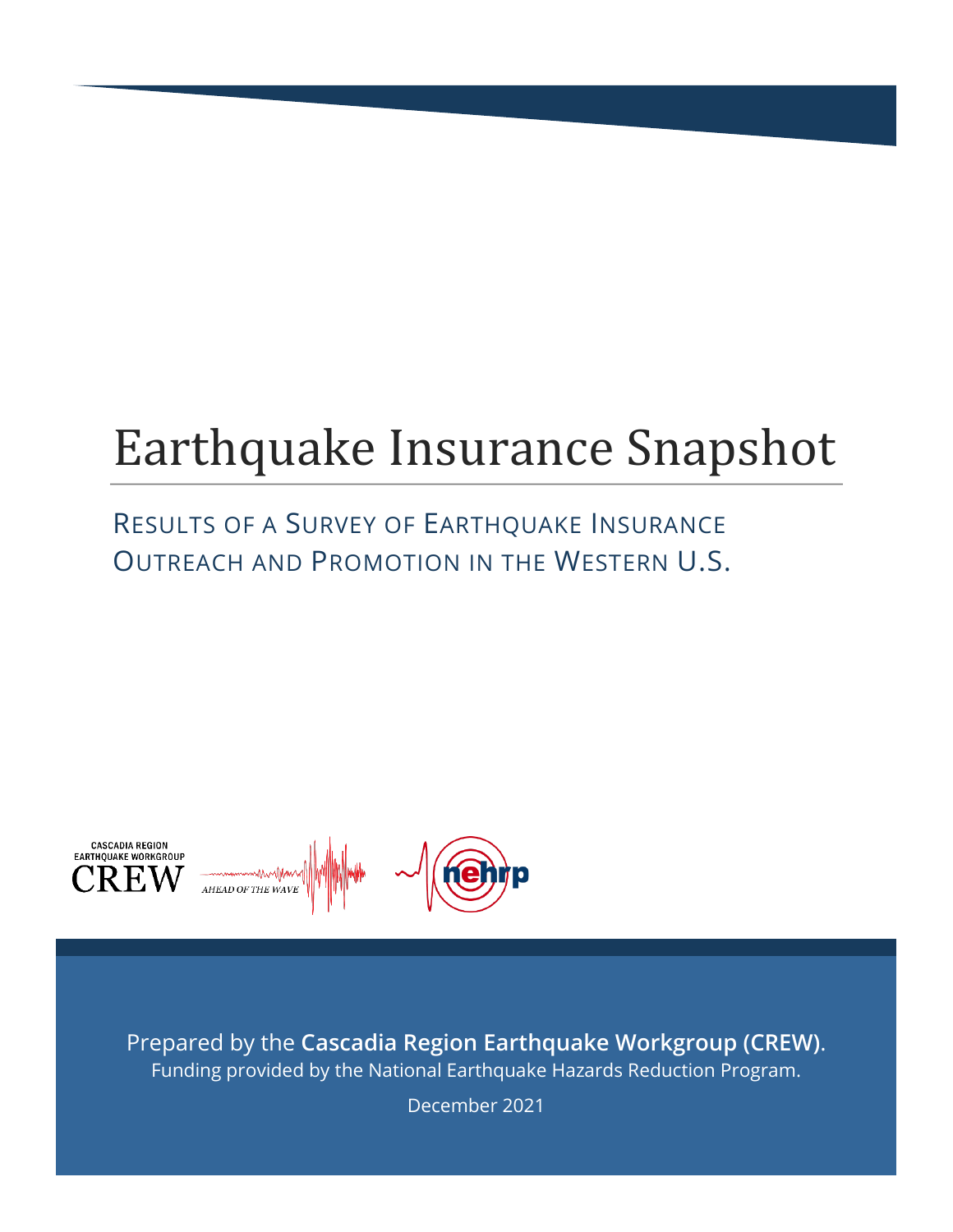# Earthquake Insurance Snapshot

## RESULTS OF A SURVEY OF EARTHQUAKE INSURANCE OUTREACH AND PROMOTION IN THE WESTERN U.S.

Prepared by the **Cascadia Region Earthquake Workgroup (CREW)**.

Funding provided by the National Earthquake Hazards Reduction Program.

December 2021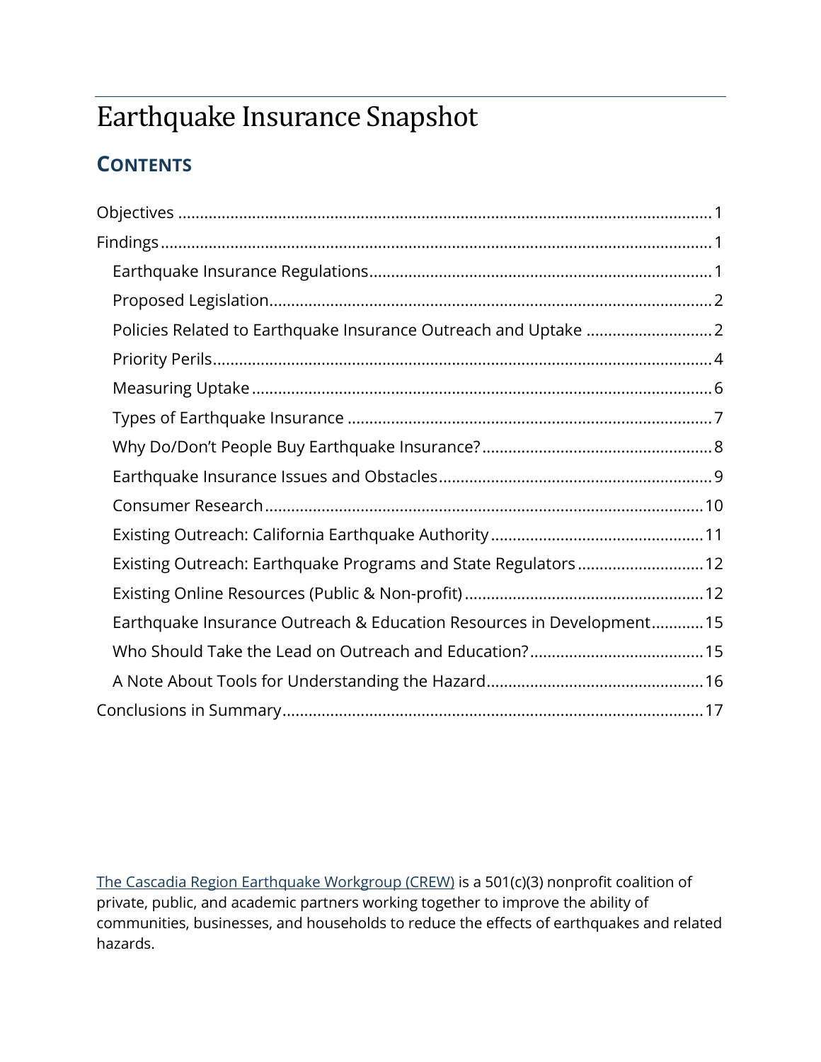# Earthquake Insurance Snapshot

## CONTENTS

- Objectives ..... 1
- Findings ..... 1
  - Earthquake Insurance Regulations ..... 1
  - Proposed Legislation ..... 2
  - Policies Related to Earthquake Insurance Outreach and Uptake ..... 2
  - Priority Perils ..... 4
  - Measuring Uptake ..... 6
  - Types of Earthquake Insurance ..... 7
  - Why Do/Don't People Buy Earthquake Insurance? ..... 8
  - Earthquake Insurance Issues and Obstacles ..... 9
  - Consumer Research ..... 10
  - Existing Outreach: California Earthquake Authority ..... 11
  - Existing Outreach: Earthquake Programs and State Regulators ..... 12
  - Existing Online Resources (Public & Non-profit) ..... 12
  - Earthquake Insurance Outreach & Education Resources in Development ..... 15
  - Who Should Take the Lead on Outreach and Education? ..... 15
  - A Note About Tools for Understanding the Hazard ..... 16
- Conclusions in Summary ..... 17

The Cascadia Region Earthquake Workgroup (CREW) is a 501(c)(3) nonprofit coalition of private, public, and academic partners working together to improve the ability of communities, businesses, and households to reduce the effects of earthquakes and related hazards.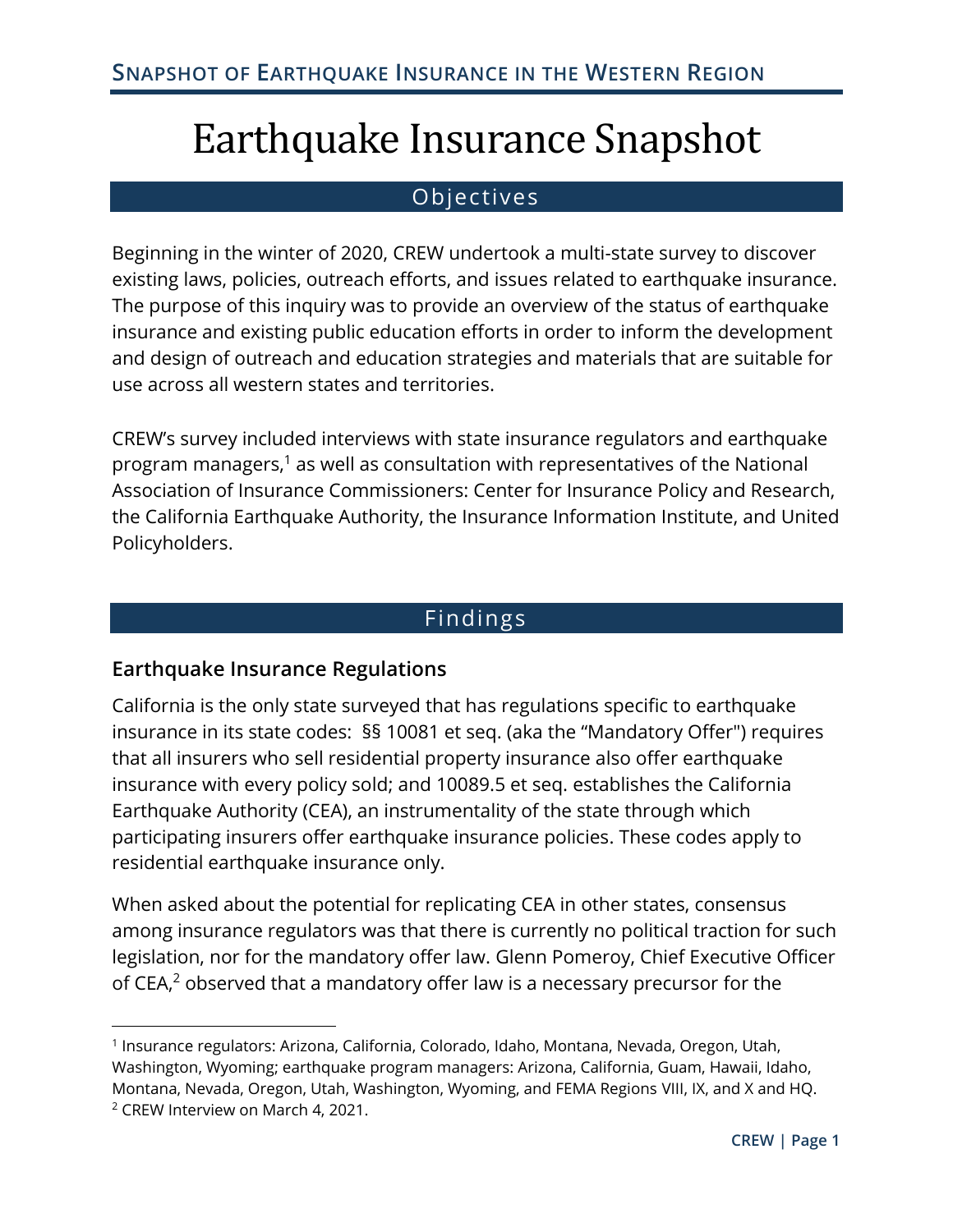# Earthquake Insurance Snapshot

## Objectives

Beginning in the winter of 2020, CREW undertook a multi-state survey to discover existing laws, policies, outreach efforts, and issues related to earthquake insurance. The purpose of this inquiry was to provide an overview of the status of earthquake insurance and existing public education efforts in order to inform the development and design of outreach and education strategies and materials that are suitable for use across all western states and territories.

CREW's survey included interviews with state insurance regulators and earthquake program managers,[1] as well as consultation with representatives of the National Association of Insurance Commissioners: Center for Insurance Policy and Research, the California Earthquake Authority, the Insurance Information Institute, and United Policyholders.

## Findings

### Earthquake Insurance Regulations

California is the only state surveyed that has regulations specific to earthquake insurance in its state codes: §§ 10081 et seq. (aka the "Mandatory Offer") requires that all insurers who sell residential property insurance also offer earthquake insurance with every policy sold; and 10089.5 et seq. establishes the California Earthquake Authority (CEA), an instrumentality of the state through which participating insurers offer earthquake insurance policies. These codes apply to residential earthquake insurance only.

When asked about the potential for replicating CEA in other states, consensus among insurance regulators was that there is currently no political traction for such legislation, nor for the mandatory offer law. Glenn Pomeroy, Chief Executive Officer of CEA,[2] observed that a mandatory offer law is a necessary precursor for the

---

[1] Insurance regulators: Arizona, California, Colorado, Idaho, Montana, Nevada, Oregon, Utah, Washington, Wyoming; earthquake program managers: Arizona, California, Guam, Hawaii, Idaho, Montana, Nevada, Oregon, Utah, Washington, Wyoming, and FEMA Regions VIII, IX, and X and HQ.

[2] CREW Interview on March 4, 2021.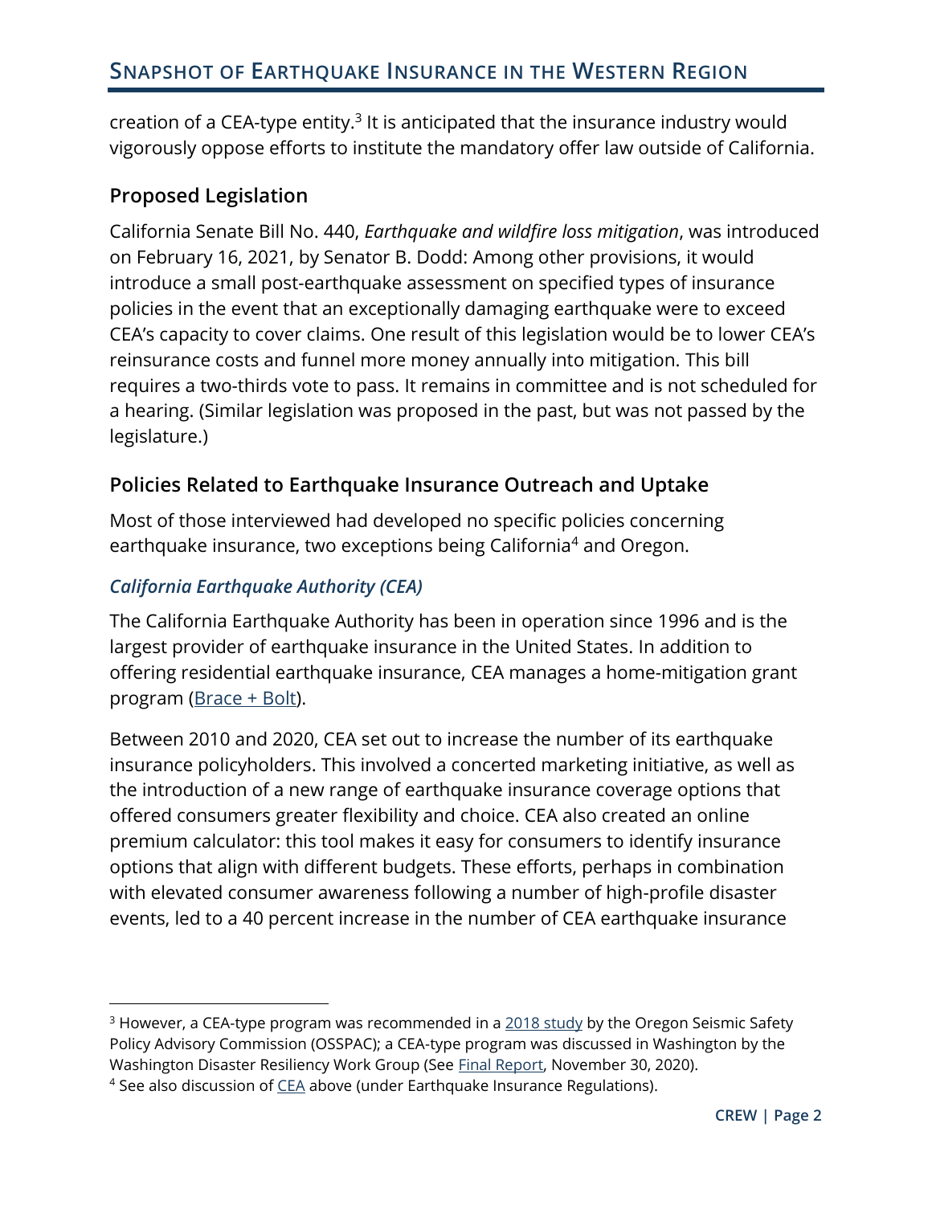creation of a CEA-type entity.[3] It is anticipated that the insurance industry would vigorously oppose efforts to institute the mandatory offer law outside of California.

## Proposed Legislation

California Senate Bill No. 440, *Earthquake and wildfire loss mitigation*, was introduced on February 16, 2021, by Senator B. Dodd: Among other provisions, it would introduce a small post-earthquake assessment on specified types of insurance policies in the event that an exceptionally damaging earthquake were to exceed CEA's capacity to cover claims. One result of this legislation would be to lower CEA's reinsurance costs and funnel more money annually into mitigation. This bill requires a two-thirds vote to pass. It remains in committee and is not scheduled for a hearing. (Similar legislation was proposed in the past, but was not passed by the legislature.)

## Policies Related to Earthquake Insurance Outreach and Uptake

Most of those interviewed had developed no specific policies concerning earthquake insurance, two exceptions being California[4] and Oregon.

### *California Earthquake Authority (CEA)*

The California Earthquake Authority has been in operation since 1996 and is the largest provider of earthquake insurance in the United States. In addition to offering residential earthquake insurance, CEA manages a home-mitigation grant program (Brace + Bolt).

Between 2010 and 2020, CEA set out to increase the number of its earthquake insurance policyholders. This involved a concerted marketing initiative, as well as the introduction of a new range of earthquake insurance coverage options that offered consumers greater flexibility and choice. CEA also created an online premium calculator: this tool makes it easy for consumers to identify insurance options that align with different budgets. These efforts, perhaps in combination with elevated consumer awareness following a number of high-profile disaster events, led to a 40 percent increase in the number of CEA earthquake insurance

---

[3] However, a CEA-type program was recommended in a 2018 study by the Oregon Seismic Safety Policy Advisory Commission (OSSPAC); a CEA-type program was discussed in Washington by the Washington Disaster Resiliency Work Group (See Final Report, November 30, 2020).

[4] See also discussion of CEA above (under Earthquake Insurance Regulations).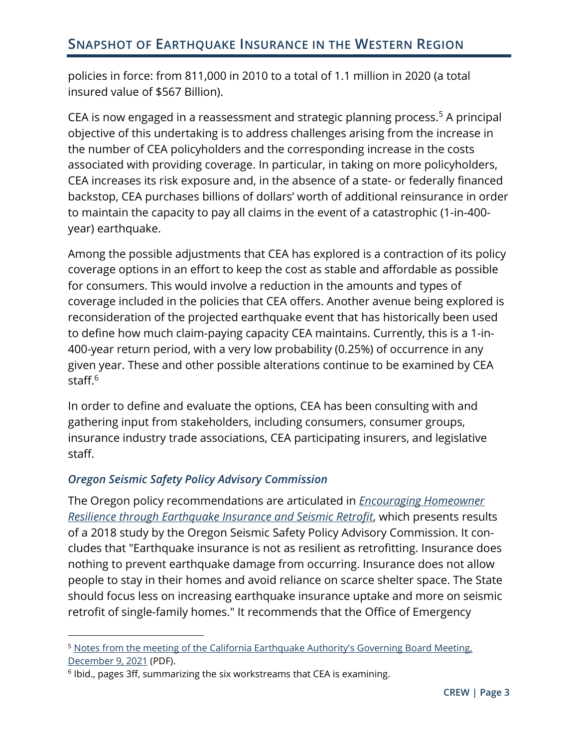policies in force: from 811,000 in 2010 to a total of 1.1 million in 2020 (a total insured value of $567 Billion).

CEA is now engaged in a reassessment and strategic planning process.[5] A principal objective of this undertaking is to address challenges arising from the increase in the number of CEA policyholders and the corresponding increase in the costs associated with providing coverage. In particular, in taking on more policyholders, CEA increases its risk exposure and, in the absence of a state- or federally financed backstop, CEA purchases billions of dollars' worth of additional reinsurance in order to maintain the capacity to pay all claims in the event of a catastrophic (1-in-400-year) earthquake.

Among the possible adjustments that CEA has explored is a contraction of its policy coverage options in an effort to keep the cost as stable and affordable as possible for consumers. This would involve a reduction in the amounts and types of coverage included in the policies that CEA offers. Another avenue being explored is reconsideration of the projected earthquake event that has historically been used to define how much claim-paying capacity CEA maintains. Currently, this is a 1-in-400-year return period, with a very low probability (0.25%) of occurrence in any given year. These and other possible alterations continue to be examined by CEA staff.[6]

In order to define and evaluate the options, CEA has been consulting with and gathering input from stakeholders, including consumers, consumer groups, insurance industry trade associations, CEA participating insurers, and legislative staff.

### *Oregon Seismic Safety Policy Advisory Commission*

The Oregon policy recommendations are articulated in *Encouraging Homeowner Resilience through Earthquake Insurance and Seismic Retrofit*, which presents results of a 2018 study by the Oregon Seismic Safety Policy Advisory Commission. It concludes that "Earthquake insurance is not as resilient as retrofitting. Insurance does nothing to prevent earthquake damage from occurring. Insurance does not allow people to stay in their homes and avoid reliance on scarce shelter space. The State should focus less on increasing earthquake insurance uptake and more on seismic retrofit of single-family homes." It recommends that the Office of Emergency

---

[5] Notes from the meeting of the California Earthquake Authority's Governing Board Meeting, December 9, 2021 (PDF).

[6] Ibid., pages 3ff, summarizing the six workstreams that CEA is examining.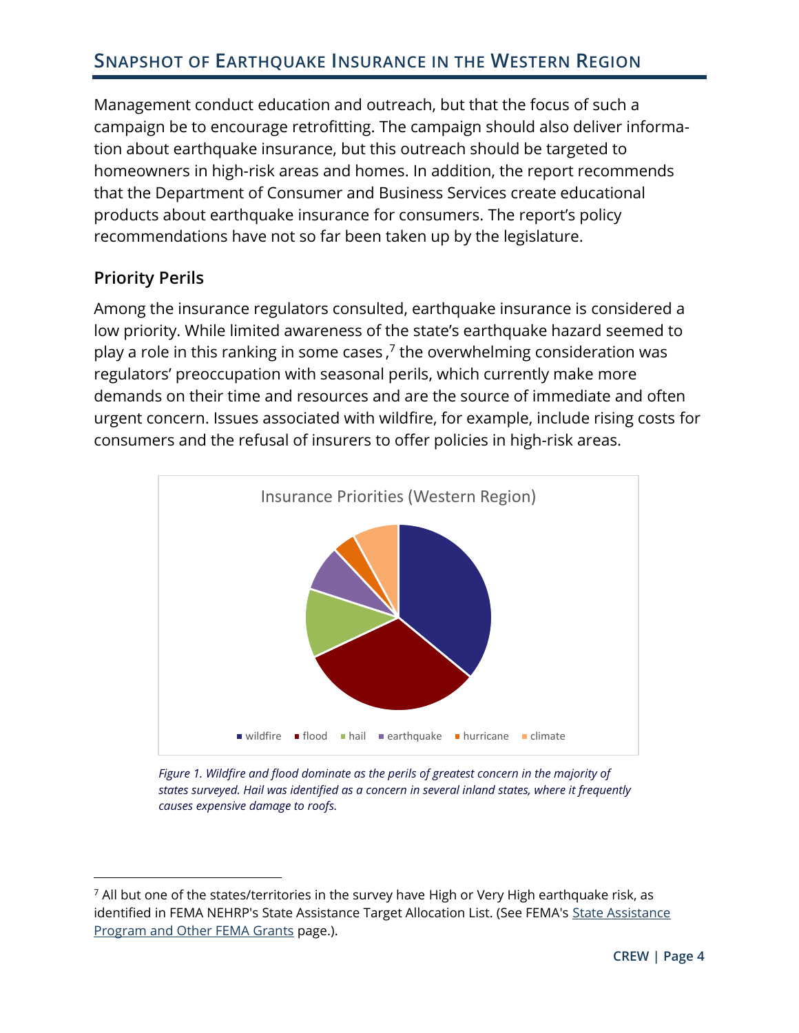Management conduct education and outreach, but that the focus of such a campaign be to encourage retrofitting. The campaign should also deliver information about earthquake insurance, but this outreach should be targeted to homeowners in high-risk areas and homes. In addition, the report recommends that the Department of Consumer and Business Services create educational products about earthquake insurance for consumers. The report's policy recommendations have not so far been taken up by the legislature.

### Priority Perils

Among the insurance regulators consulted, earthquake insurance is considered a low priority. While limited awareness of the state's earthquake hazard seemed to play a role in this ranking in some cases ,[7] the overwhelming consideration was regulators' preoccupation with seasonal perils, which currently make more demands on their time and resources and are the source of immediate and often urgent concern. Issues associated with wildfire, for example, include rising costs for consumers and the refusal of insurers to offer policies in high-risk areas.

Insurance Priorities (Western Region)

wildfire, flood, hail, earthquake, hurricane, climate

*Figure 1. Wildfire and flood dominate as the perils of greatest concern in the majority of states surveyed. Hail was identified as a concern in several inland states, where it frequently causes expensive damage to roofs.*

---

[7] All but one of the states/territories in the survey have High or Very High earthquake risk, as identified in FEMA NEHRP's State Assistance Target Allocation List. (See FEMA's State Assistance Program and Other FEMA Grants page.).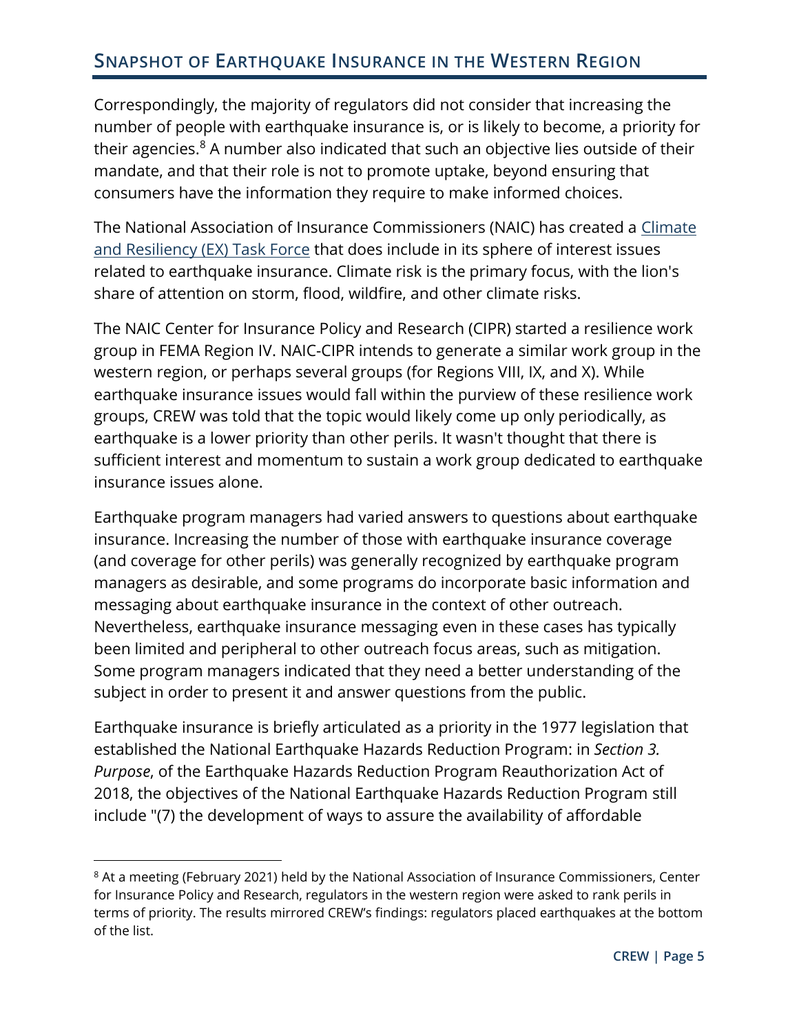## Snapshot of Earthquake Insurance in the Western Region

Correspondingly, the majority of regulators did not consider that increasing the number of people with earthquake insurance is, or is likely to become, a priority for their agencies.[8] A number also indicated that such an objective lies outside of their mandate, and that their role is not to promote uptake, beyond ensuring that consumers have the information they require to make informed choices.

The National Association of Insurance Commissioners (NAIC) has created a [Climate and Resiliency (EX) Task Force] that does include in its sphere of interest issues related to earthquake insurance. Climate risk is the primary focus, with the lion's share of attention on storm, flood, wildfire, and other climate risks.

The NAIC Center for Insurance Policy and Research (CIPR) started a resilience work group in FEMA Region IV. NAIC-CIPR intends to generate a similar work group in the western region, or perhaps several groups (for Regions VIII, IX, and X). While earthquake insurance issues would fall within the purview of these resilience work groups, CREW was told that the topic would likely come up only periodically, as earthquake is a lower priority than other perils. It wasn't thought that there is sufficient interest and momentum to sustain a work group dedicated to earthquake insurance issues alone.

Earthquake program managers had varied answers to questions about earthquake insurance. Increasing the number of those with earthquake insurance coverage (and coverage for other perils) was generally recognized by earthquake program managers as desirable, and some programs do incorporate basic information and messaging about earthquake insurance in the context of other outreach. Nevertheless, earthquake insurance messaging even in these cases has typically been limited and peripheral to other outreach focus areas, such as mitigation. Some program managers indicated that they need a better understanding of the subject in order to present it and answer questions from the public.

Earthquake insurance is briefly articulated as a priority in the 1977 legislation that established the National Earthquake Hazards Reduction Program: in *Section 3. Purpose*, of the Earthquake Hazards Reduction Program Reauthorization Act of 2018, the objectives of the National Earthquake Hazards Reduction Program still include "(7) the development of ways to assure the availability of affordable

---

[8] At a meeting (February 2021) held by the National Association of Insurance Commissioners, Center for Insurance Policy and Research, regulators in the western region were asked to rank perils in terms of priority. The results mirrored CREW's findings: regulators placed earthquakes at the bottom of the list.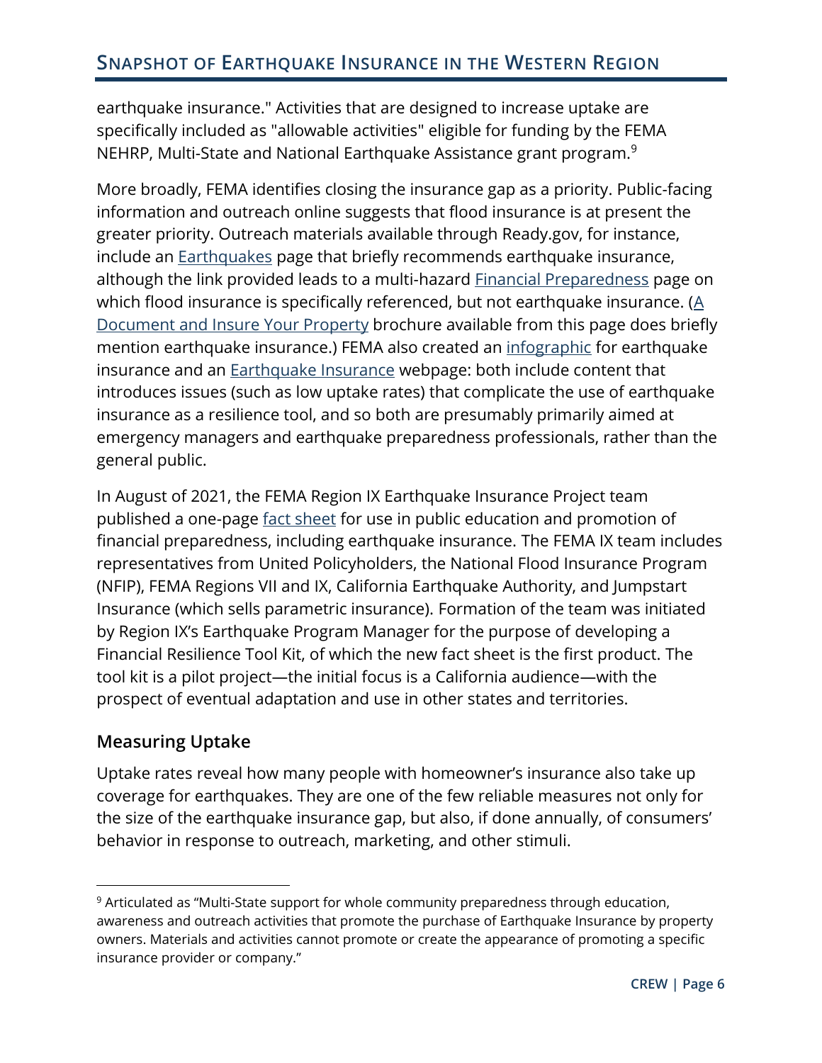earthquake insurance." Activities that are designed to increase uptake are specifically included as "allowable activities" eligible for funding by the FEMA NEHRP, Multi-State and National Earthquake Assistance grant program.[9]

More broadly, FEMA identifies closing the insurance gap as a priority. Public-facing information and outreach online suggests that flood insurance is at present the greater priority. Outreach materials available through Ready.gov, for instance, include an Earthquakes page that briefly recommends earthquake insurance, although the link provided leads to a multi-hazard Financial Preparedness page on which flood insurance is specifically referenced, but not earthquake insurance. (A Document and Insure Your Property brochure available from this page does briefly mention earthquake insurance.) FEMA also created an infographic for earthquake insurance and an Earthquake Insurance webpage: both include content that introduces issues (such as low uptake rates) that complicate the use of earthquake insurance as a resilience tool, and so both are presumably primarily aimed at emergency managers and earthquake preparedness professionals, rather than the general public.

In August of 2021, the FEMA Region IX Earthquake Insurance Project team published a one-page fact sheet for use in public education and promotion of financial preparedness, including earthquake insurance. The FEMA IX team includes representatives from United Policyholders, the National Flood Insurance Program (NFIP), FEMA Regions VII and IX, California Earthquake Authority, and Jumpstart Insurance (which sells parametric insurance). Formation of the team was initiated by Region IX's Earthquake Program Manager for the purpose of developing a Financial Resilience Tool Kit, of which the new fact sheet is the first product. The tool kit is a pilot project—the initial focus is a California audience—with the prospect of eventual adaptation and use in other states and territories.

## Measuring Uptake

Uptake rates reveal how many people with homeowner's insurance also take up coverage for earthquakes. They are one of the few reliable measures not only for the size of the earthquake insurance gap, but also, if done annually, of consumers' behavior in response to outreach, marketing, and other stimuli.

---

[9] Articulated as "Multi-State support for whole community preparedness through education, awareness and outreach activities that promote the purchase of Earthquake Insurance by property owners. Materials and activities cannot promote or create the appearance of promoting a specific insurance provider or company."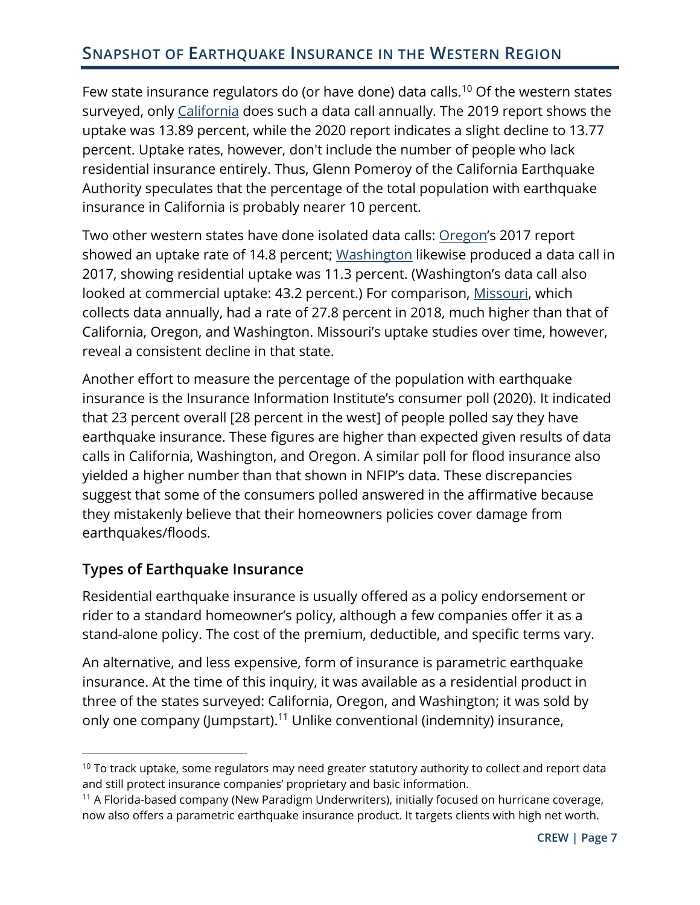## Snapshot of Earthquake Insurance in the Western Region

Few state insurance regulators do (or have done) data calls.[10] Of the western states surveyed, only California does such a data call annually. The 2019 report shows the uptake was 13.89 percent, while the 2020 report indicates a slight decline to 13.77 percent. Uptake rates, however, don't include the number of people who lack residential insurance entirely. Thus, Glenn Pomeroy of the California Earthquake Authority speculates that the percentage of the total population with earthquake insurance in California is probably nearer 10 percent.

Two other western states have done isolated data calls: Oregon's 2017 report showed an uptake rate of 14.8 percent; Washington likewise produced a data call in 2017, showing residential uptake was 11.3 percent. (Washington's data call also looked at commercial uptake: 43.2 percent.) For comparison, Missouri, which collects data annually, had a rate of 27.8 percent in 2018, much higher than that of California, Oregon, and Washington. Missouri's uptake studies over time, however, reveal a consistent decline in that state.

Another effort to measure the percentage of the population with earthquake insurance is the Insurance Information Institute's consumer poll (2020). It indicated that 23 percent overall [28 percent in the west] of people polled say they have earthquake insurance. These figures are higher than expected given results of data calls in California, Washington, and Oregon. A similar poll for flood insurance also yielded a higher number than that shown in NFIP's data. These discrepancies suggest that some of the consumers polled answered in the affirmative because they mistakenly believe that their homeowners policies cover damage from earthquakes/floods.

### Types of Earthquake Insurance

Residential earthquake insurance is usually offered as a policy endorsement or rider to a standard homeowner's policy, although a few companies offer it as a stand-alone policy. The cost of the premium, deductible, and specific terms vary.

An alternative, and less expensive, form of insurance is parametric earthquake insurance. At the time of this inquiry, it was available as a residential product in three of the states surveyed: California, Oregon, and Washington; it was sold by only one company (Jumpstart).[11] Unlike conventional (indemnity) insurance,

---

[10] To track uptake, some regulators may need greater statutory authority to collect and report data and still protect insurance companies' proprietary and basic information.

[11] A Florida-based company (New Paradigm Underwriters), initially focused on hurricane coverage, now also offers a parametric earthquake insurance product. It targets clients with high net worth.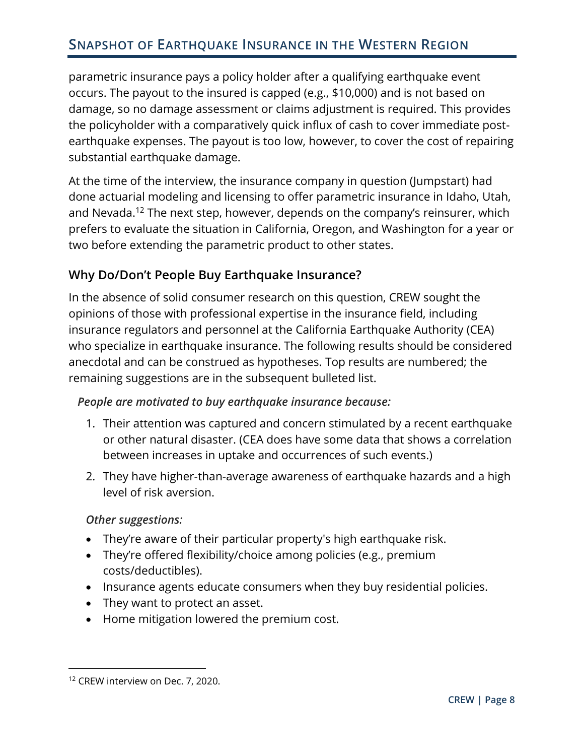parametric insurance pays a policy holder after a qualifying earthquake event occurs. The payout to the insured is capped (e.g., $10,000) and is not based on damage, so no damage assessment or claims adjustment is required. This provides the policyholder with a comparatively quick influx of cash to cover immediate post-earthquake expenses. The payout is too low, however, to cover the cost of repairing substantial earthquake damage.

At the time of the interview, the insurance company in question (Jumpstart) had done actuarial modeling and licensing to offer parametric insurance in Idaho, Utah, and Nevada.[12] The next step, however, depends on the company's reinsurer, which prefers to evaluate the situation in California, Oregon, and Washington for a year or two before extending the parametric product to other states.

### Why Do/Don't People Buy Earthquake Insurance?

In the absence of solid consumer research on this question, CREW sought the opinions of those with professional expertise in the insurance field, including insurance regulators and personnel at the California Earthquake Authority (CEA) who specialize in earthquake insurance. The following results should be considered anecdotal and can be construed as hypotheses. Top results are numbered; the remaining suggestions are in the subsequent bulleted list.

***People are motivated to buy earthquake insurance because:***

1. Their attention was captured and concern stimulated by a recent earthquake or other natural disaster. (CEA does have some data that shows a correlation between increases in uptake and occurrences of such events.)
2. They have higher-than-average awareness of earthquake hazards and a high level of risk aversion.

***Other suggestions:***

- They're aware of their particular property's high earthquake risk.
- They're offered flexibility/choice among policies (e.g., premium costs/deductibles).
- Insurance agents educate consumers when they buy residential policies.
- They want to protect an asset.
- Home mitigation lowered the premium cost.

[12] CREW interview on Dec. 7, 2020.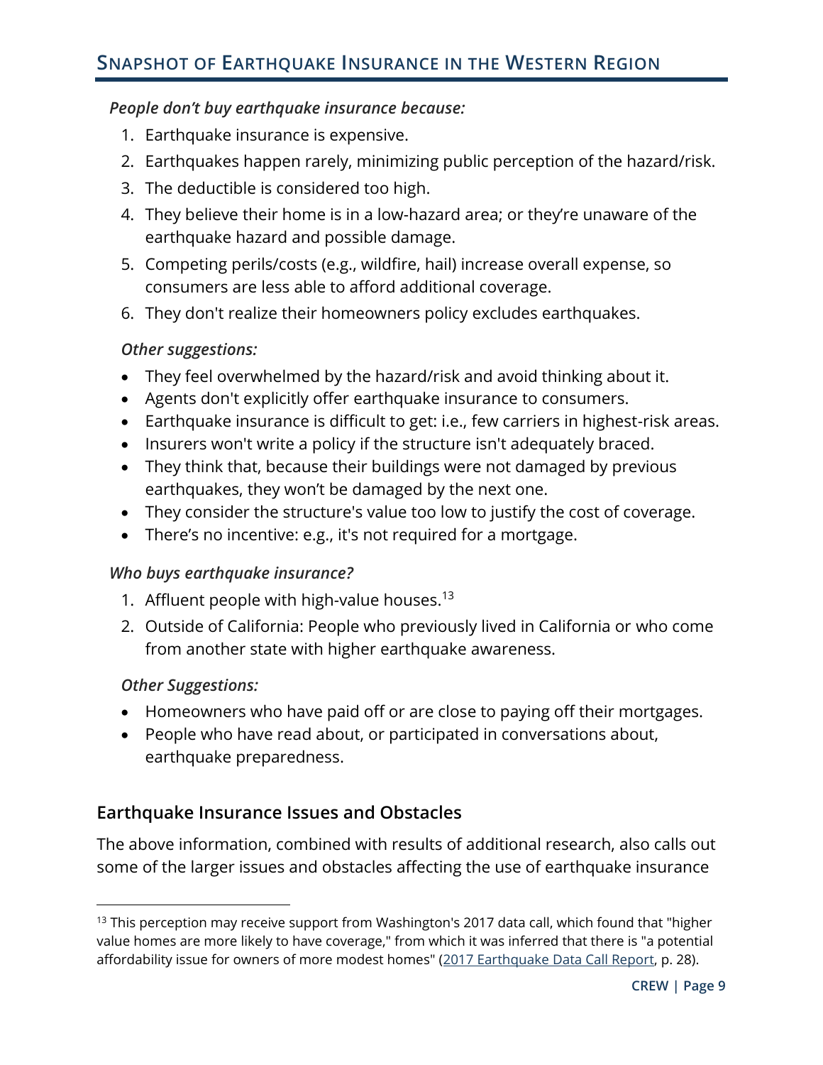*People don't buy earthquake insurance because:*

1. Earthquake insurance is expensive.
2. Earthquakes happen rarely, minimizing public perception of the hazard/risk.
3. The deductible is considered too high.
4. They believe their home is in a low-hazard area; or they're unaware of the earthquake hazard and possible damage.
5. Competing perils/costs (e.g., wildfire, hail) increase overall expense, so consumers are less able to afford additional coverage.
6. They don't realize their homeowners policy excludes earthquakes.

*Other suggestions:*

- They feel overwhelmed by the hazard/risk and avoid thinking about it.
- Agents don't explicitly offer earthquake insurance to consumers.
- Earthquake insurance is difficult to get: i.e., few carriers in highest-risk areas.
- Insurers won't write a policy if the structure isn't adequately braced.
- They think that, because their buildings were not damaged by previous earthquakes, they won't be damaged by the next one.
- They consider the structure's value too low to justify the cost of coverage.
- There's no incentive: e.g., it's not required for a mortgage.

*Who buys earthquake insurance?*

1. Affluent people with high-value houses.[13]
2. Outside of California: People who previously lived in California or who come from another state with higher earthquake awareness.

*Other Suggestions:*

- Homeowners who have paid off or are close to paying off their mortgages.
- People who have read about, or participated in conversations about, earthquake preparedness.

## Earthquake Insurance Issues and Obstacles

The above information, combined with results of additional research, also calls out some of the larger issues and obstacles affecting the use of earthquake insurance

[13] This perception may receive support from Washington's 2017 data call, which found that "higher value homes are more likely to have coverage," from which it was inferred that there is "a potential affordability issue for owners of more modest homes" (2017 Earthquake Data Call Report, p. 28).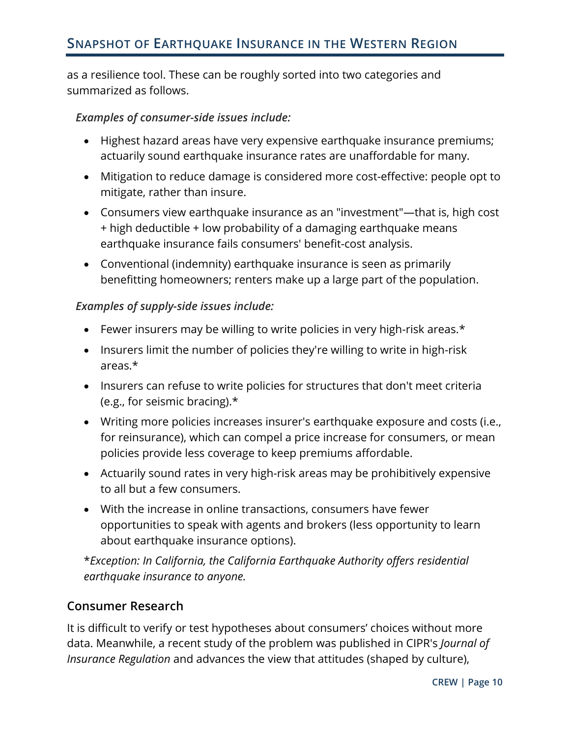as a resilience tool. These can be roughly sorted into two categories and summarized as follows.

*Examples of consumer-side issues include:*

- Highest hazard areas have very expensive earthquake insurance premiums; actuarily sound earthquake insurance rates are unaffordable for many.
- Mitigation to reduce damage is considered more cost-effective: people opt to mitigate, rather than insure.
- Consumers view earthquake insurance as an "investment"—that is, high cost + high deductible + low probability of a damaging earthquake means earthquake insurance fails consumers' benefit-cost analysis.
- Conventional (indemnity) earthquake insurance is seen as primarily benefitting homeowners; renters make up a large part of the population.

*Examples of supply-side issues include:*

- Fewer insurers may be willing to write policies in very high-risk areas.*
- Insurers limit the number of policies they're willing to write in high-risk areas.*
- Insurers can refuse to write policies for structures that don't meet criteria (e.g., for seismic bracing).*
- Writing more policies increases insurer's earthquake exposure and costs (i.e., for reinsurance), which can compel a price increase for consumers, or mean policies provide less coverage to keep premiums affordable.
- Actuarily sound rates in very high-risk areas may be prohibitively expensive to all but a few consumers.
- With the increase in online transactions, consumers have fewer opportunities to speak with agents and brokers (less opportunity to learn about earthquake insurance options).

**Exception: In California, the California Earthquake Authority offers residential earthquake insurance to anyone.*

## Consumer Research

It is difficult to verify or test hypotheses about consumers' choices without more data. Meanwhile, a recent study of the problem was published in CIPR's *Journal of Insurance Regulation* and advances the view that attitudes (shaped by culture),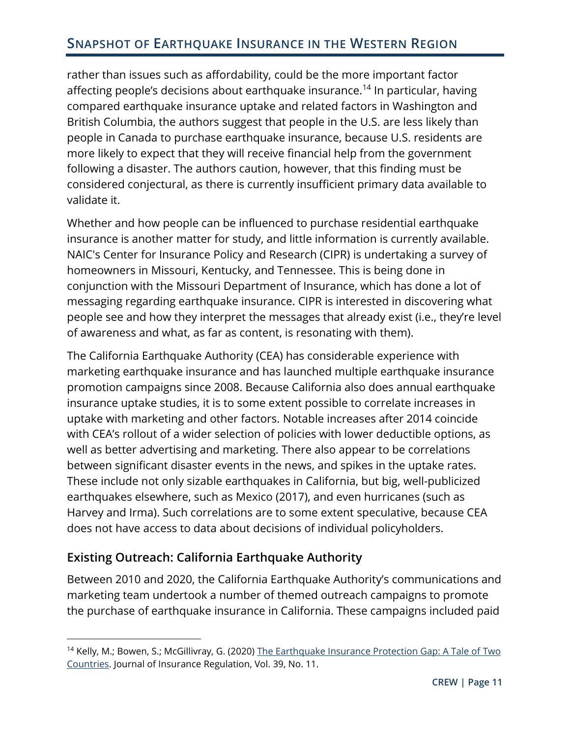rather than issues such as affordability, could be the more important factor affecting people's decisions about earthquake insurance.[14] In particular, having compared earthquake insurance uptake and related factors in Washington and British Columbia, the authors suggest that people in the U.S. are less likely than people in Canada to purchase earthquake insurance, because U.S. residents are more likely to expect that they will receive financial help from the government following a disaster. The authors caution, however, that this finding must be considered conjectural, as there is currently insufficient primary data available to validate it.

Whether and how people can be influenced to purchase residential earthquake insurance is another matter for study, and little information is currently available. NAIC's Center for Insurance Policy and Research (CIPR) is undertaking a survey of homeowners in Missouri, Kentucky, and Tennessee. This is being done in conjunction with the Missouri Department of Insurance, which has done a lot of messaging regarding earthquake insurance. CIPR is interested in discovering what people see and how they interpret the messages that already exist (i.e., they're level of awareness and what, as far as content, is resonating with them).

The California Earthquake Authority (CEA) has considerable experience with marketing earthquake insurance and has launched multiple earthquake insurance promotion campaigns since 2008. Because California also does annual earthquake insurance uptake studies, it is to some extent possible to correlate increases in uptake with marketing and other factors. Notable increases after 2014 coincide with CEA's rollout of a wider selection of policies with lower deductible options, as well as better advertising and marketing. There also appear to be correlations between significant disaster events in the news, and spikes in the uptake rates. These include not only sizable earthquakes in California, but big, well-publicized earthquakes elsewhere, such as Mexico (2017), and even hurricanes (such as Harvey and Irma). Such correlations are to some extent speculative, because CEA does not have access to data about decisions of individual policyholders.

### Existing Outreach: California Earthquake Authority

Between 2010 and 2020, the California Earthquake Authority's communications and marketing team undertook a number of themed outreach campaigns to promote the purchase of earthquake insurance in California. These campaigns included paid

[14] Kelly, M.; Bowen, S.; McGillivray, G. (2020) The Earthquake Insurance Protection Gap: A Tale of Two Countries. Journal of Insurance Regulation, Vol. 39, No. 11.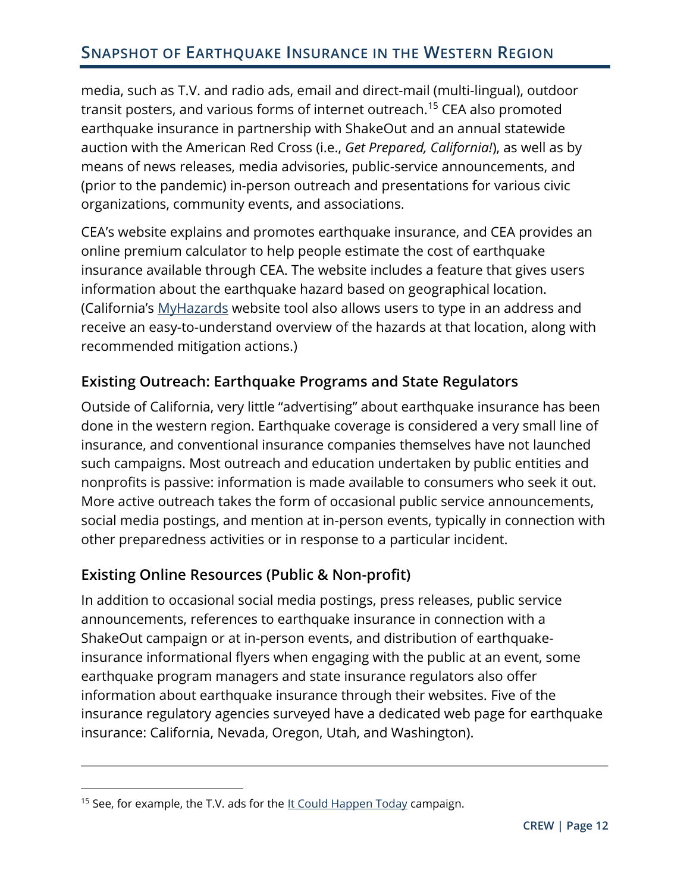media, such as T.V. and radio ads, email and direct-mail (multi-lingual), outdoor transit posters, and various forms of internet outreach.[15] CEA also promoted earthquake insurance in partnership with ShakeOut and an annual statewide auction with the American Red Cross (i.e., *Get Prepared, California!*), as well as by means of news releases, media advisories, public-service announcements, and (prior to the pandemic) in-person outreach and presentations for various civic organizations, community events, and associations.

CEA's website explains and promotes earthquake insurance, and CEA provides an online premium calculator to help people estimate the cost of earthquake insurance available through CEA. The website includes a feature that gives users information about the earthquake hazard based on geographical location. (California's MyHazards website tool also allows users to type in an address and receive an easy-to-understand overview of the hazards at that location, along with recommended mitigation actions.)

### Existing Outreach: Earthquake Programs and State Regulators

Outside of California, very little "advertising" about earthquake insurance has been done in the western region. Earthquake coverage is considered a very small line of insurance, and conventional insurance companies themselves have not launched such campaigns. Most outreach and education undertaken by public entities and nonprofits is passive: information is made available to consumers who seek it out. More active outreach takes the form of occasional public service announcements, social media postings, and mention at in-person events, typically in connection with other preparedness activities or in response to a particular incident.

### Existing Online Resources (Public & Non-profit)

In addition to occasional social media postings, press releases, public service announcements, references to earthquake insurance in connection with a ShakeOut campaign or at in-person events, and distribution of earthquake-insurance informational flyers when engaging with the public at an event, some earthquake program managers and state insurance regulators also offer information about earthquake insurance through their websites. Five of the insurance regulatory agencies surveyed have a dedicated web page for earthquake insurance: California, Nevada, Oregon, Utah, and Washington).

---

[15] See, for example, the T.V. ads for the It Could Happen Today campaign.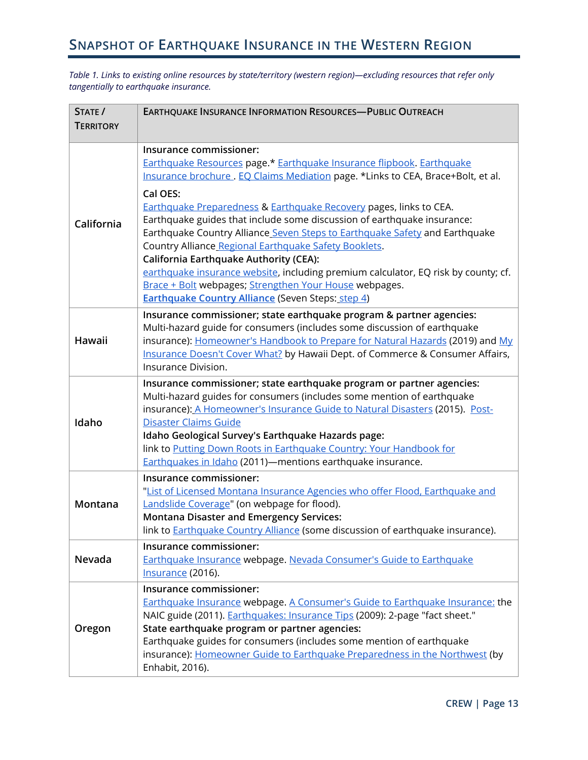## Snapshot of Earthquake Insurance in the Western Region

*Table 1. Links to existing online resources by state/territory (western region)—excluding resources that refer only tangentially to earthquake insurance.*

| State / Territory | Earthquake Insurance Information Resources—Public Outreach |
|---|---|
| California | **Insurance commissioner:** Earthquake Resources page.* Earthquake Insurance flipbook. Earthquake Insurance brochure . EQ Claims Mediation page. *Links to CEA, Brace+Bolt, et al. **Cal OES:** Earthquake Preparedness & Earthquake Recovery pages, links to CEA. Earthquake guides that include some discussion of earthquake insurance: Earthquake Country Alliance Seven Steps to Earthquake Safety and Earthquake Country Alliance Regional Earthquake Safety Booklets. **California Earthquake Authority (CEA):** earthquake insurance website, including premium calculator, EQ risk by county; cf. Brace + Bolt webpages; Strengthen Your House webpages. **Earthquake Country Alliance** (Seven Steps: step 4) |
| Hawaii | **Insurance commissioner; state earthquake program & partner agencies:** Multi-hazard guide for consumers (includes some discussion of earthquake insurance): Homeowner's Handbook to Prepare for Natural Hazards (2019) and My Insurance Doesn't Cover What? by Hawaii Dept. of Commerce & Consumer Affairs, Insurance Division. |
| Idaho | **Insurance commissioner; state earthquake program or partner agencies:** Multi-hazard guides for consumers (includes some mention of earthquake insurance): A Homeowner's Insurance Guide to Natural Disasters (2015). Post-Disaster Claims Guide **Idaho Geological Survey's Earthquake Hazards page:** link to Putting Down Roots in Earthquake Country: Your Handbook for Earthquakes in Idaho (2011)—mentions earthquake insurance. |
| Montana | **Insurance commissioner:** "List of Licensed Montana Insurance Agencies who offer Flood, Earthquake and Landslide Coverage" (on webpage for flood). **Montana Disaster and Emergency Services:** link to Earthquake Country Alliance (some discussion of earthquake insurance). |
| Nevada | **Insurance commissioner:** Earthquake Insurance webpage. Nevada Consumer's Guide to Earthquake Insurance (2016). |
| Oregon | **Insurance commissioner:** Earthquake Insurance webpage. A Consumer's Guide to Earthquake Insurance: the NAIC guide (2011). Earthquakes: Insurance Tips (2009): 2-page "fact sheet." **State earthquake program or partner agencies:** Earthquake guides for consumers (includes some mention of earthquake insurance): Homeowner Guide to Earthquake Preparedness in the Northwest (by Enhabit, 2016). |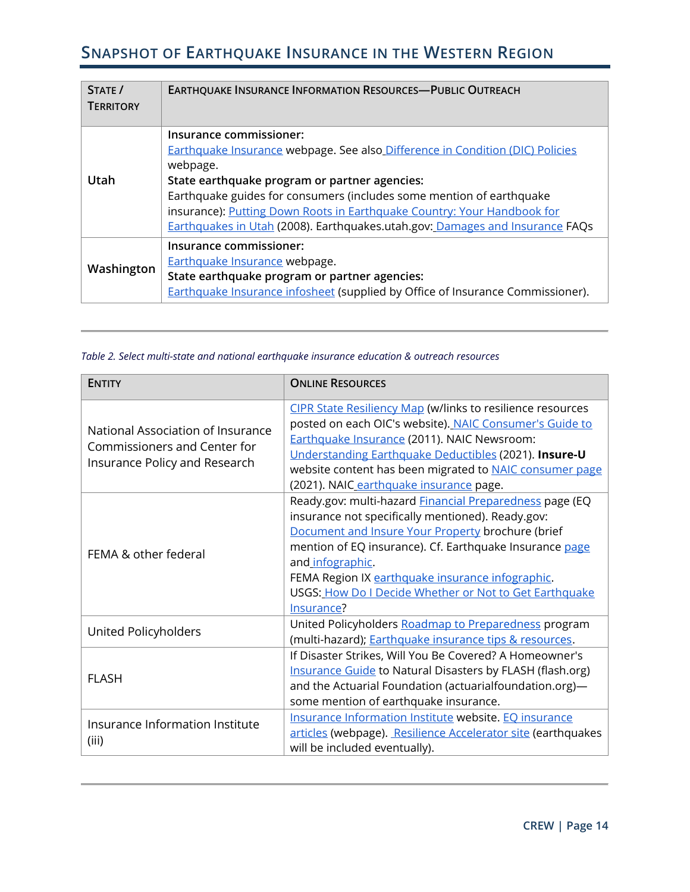## SNAPSHOT OF EARTHQUAKE INSURANCE IN THE WESTERN REGION

| STATE / TERRITORY | EARTHQUAKE INSURANCE INFORMATION RESOURCES—PUBLIC OUTREACH |
|---|---|
| Utah | **Insurance commissioner:** Earthquake Insurance webpage. See also Difference in Condition (DIC) Policies webpage. **State earthquake program or partner agencies:** Earthquake guides for consumers (includes some mention of earthquake insurance): Putting Down Roots in Earthquake Country: Your Handbook for Earthquakes in Utah (2008). Earthquakes.utah.gov: Damages and Insurance FAQs |
| Washington | **Insurance commissioner:** Earthquake Insurance webpage. **State earthquake program or partner agencies:** Earthquake Insurance infosheet (supplied by Office of Insurance Commissioner). |

*Table 2. Select multi-state and national earthquake insurance education & outreach resources*

| ENTITY | ONLINE RESOURCES |
|---|---|
| National Association of Insurance Commissioners and Center for Insurance Policy and Research | CIPR State Resiliency Map (w/links to resilience resources posted on each OIC's website). NAIC Consumer's Guide to Earthquake Insurance (2011). NAIC Newsroom: Understanding Earthquake Deductibles (2021). **Insure-U** website content has been migrated to NAIC consumer page (2021). NAIC earthquake insurance page. |
| FEMA & other federal | Ready.gov: multi-hazard Financial Preparedness page (EQ insurance not specifically mentioned). Ready.gov: Document and Insure Your Property brochure (brief mention of EQ insurance). Cf. Earthquake Insurance page and infographic. FEMA Region IX earthquake insurance infographic. USGS: How Do I Decide Whether or Not to Get Earthquake Insurance? |
| United Policyholders | United Policyholders Roadmap to Preparedness program (multi-hazard); Earthquake insurance tips & resources. |
| FLASH | If Disaster Strikes, Will You Be Covered? A Homeowner's Insurance Guide to Natural Disasters by FLASH (flash.org) and the Actuarial Foundation (actuarialfoundation.org)—some mention of earthquake insurance. |
| Insurance Information Institute (iii) | Insurance Information Institute website. EQ insurance articles (webpage). Resilience Accelerator site (earthquakes will be included eventually). |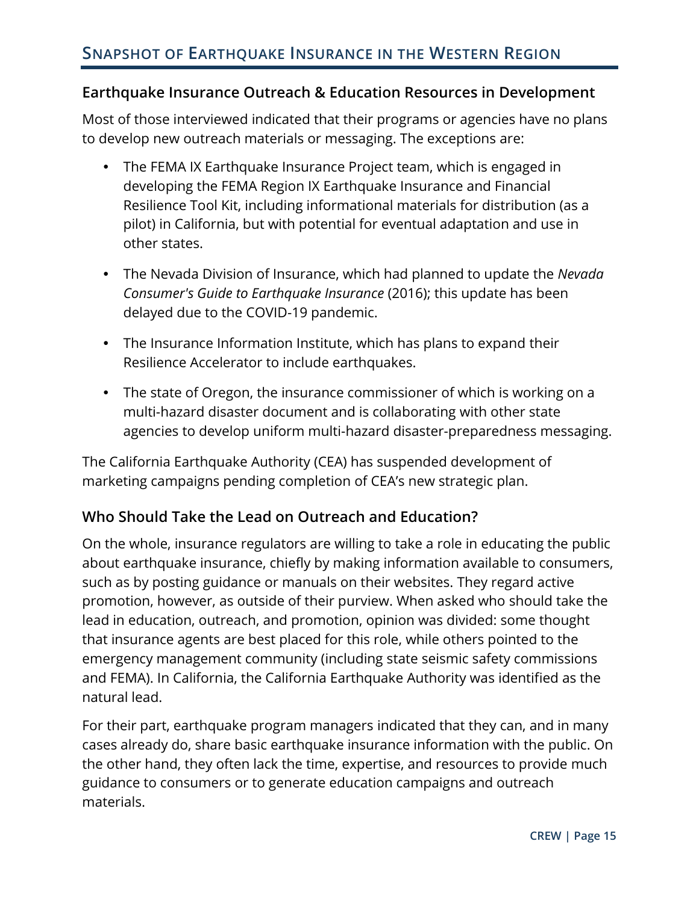## Earthquake Insurance Outreach & Education Resources in Development

Most of those interviewed indicated that their programs or agencies have no plans to develop new outreach materials or messaging. The exceptions are:

- The FEMA IX Earthquake Insurance Project team, which is engaged in developing the FEMA Region IX Earthquake Insurance and Financial Resilience Tool Kit, including informational materials for distribution (as a pilot) in California, but with potential for eventual adaptation and use in other states.
- The Nevada Division of Insurance, which had planned to update the *Nevada Consumer's Guide to Earthquake Insurance* (2016); this update has been delayed due to the COVID-19 pandemic.
- The Insurance Information Institute, which has plans to expand their Resilience Accelerator to include earthquakes.
- The state of Oregon, the insurance commissioner of which is working on a multi-hazard disaster document and is collaborating with other state agencies to develop uniform multi-hazard disaster-preparedness messaging.

The California Earthquake Authority (CEA) has suspended development of marketing campaigns pending completion of CEA's new strategic plan.

## Who Should Take the Lead on Outreach and Education?

On the whole, insurance regulators are willing to take a role in educating the public about earthquake insurance, chiefly by making information available to consumers, such as by posting guidance or manuals on their websites. They regard active promotion, however, as outside of their purview. When asked who should take the lead in education, outreach, and promotion, opinion was divided: some thought that insurance agents are best placed for this role, while others pointed to the emergency management community (including state seismic safety commissions and FEMA). In California, the California Earthquake Authority was identified as the natural lead.

For their part, earthquake program managers indicated that they can, and in many cases already do, share basic earthquake insurance information with the public. On the other hand, they often lack the time, expertise, and resources to provide much guidance to consumers or to generate education campaigns and outreach materials.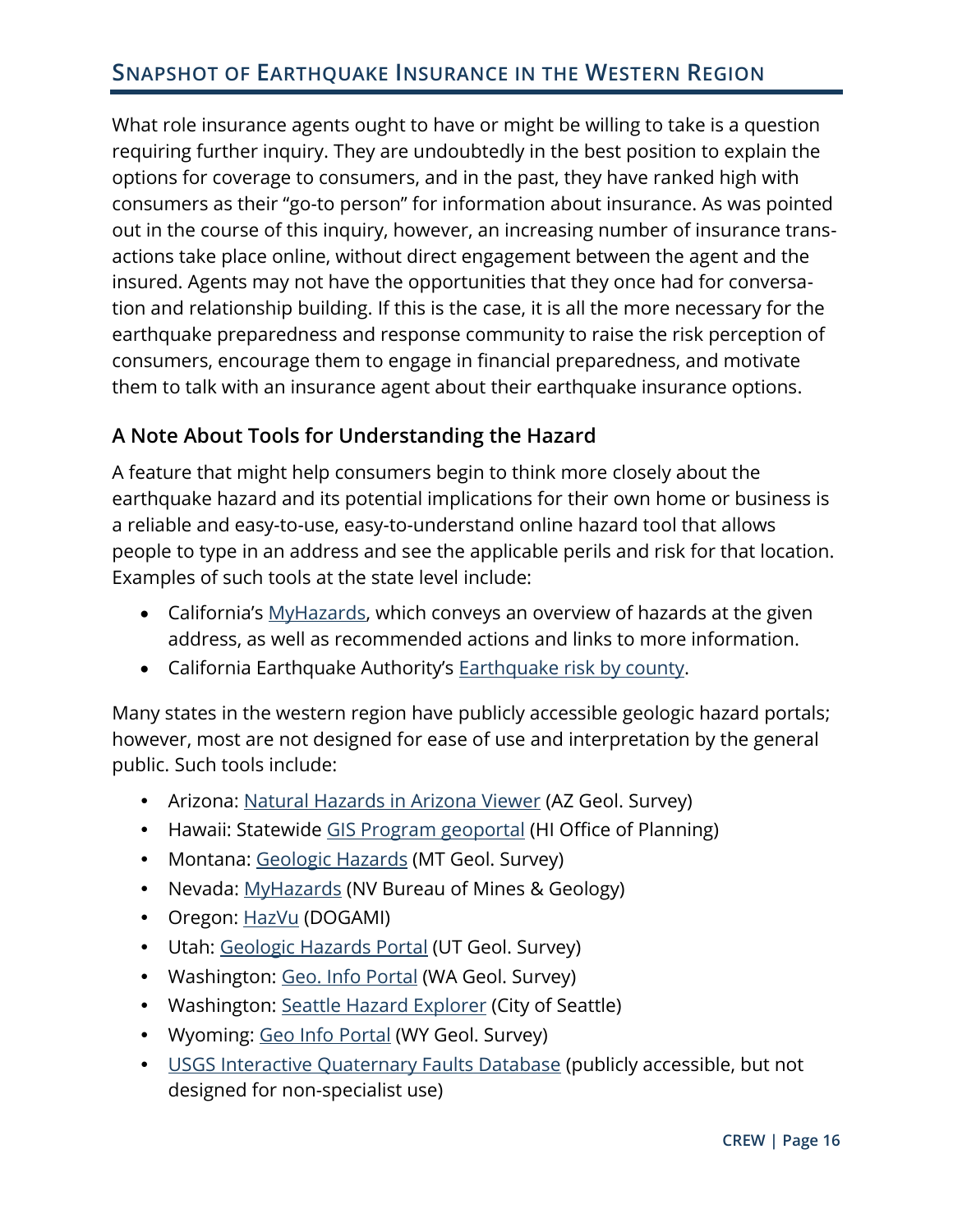## SNAPSHOT OF EARTHQUAKE INSURANCE IN THE WESTERN REGION

What role insurance agents ought to have or might be willing to take is a question requiring further inquiry. They are undoubtedly in the best position to explain the options for coverage to consumers, and in the past, they have ranked high with consumers as their "go-to person" for information about insurance. As was pointed out in the course of this inquiry, however, an increasing number of insurance transactions take place online, without direct engagement between the agent and the insured. Agents may not have the opportunities that they once had for conversation and relationship building. If this is the case, it is all the more necessary for the earthquake preparedness and response community to raise the risk perception of consumers, encourage them to engage in financial preparedness, and motivate them to talk with an insurance agent about their earthquake insurance options.

### A Note About Tools for Understanding the Hazard

A feature that might help consumers begin to think more closely about the earthquake hazard and its potential implications for their own home or business is a reliable and easy-to-use, easy-to-understand online hazard tool that allows people to type in an address and see the applicable perils and risk for that location. Examples of such tools at the state level include:

- California's MyHazards, which conveys an overview of hazards at the given address, as well as recommended actions and links to more information.
- California Earthquake Authority's Earthquake risk by county.

Many states in the western region have publicly accessible geologic hazard portals; however, most are not designed for ease of use and interpretation by the general public. Such tools include:

- Arizona: Natural Hazards in Arizona Viewer (AZ Geol. Survey)
- Hawaii: Statewide GIS Program geoportal (HI Office of Planning)
- Montana: Geologic Hazards (MT Geol. Survey)
- Nevada: MyHazards (NV Bureau of Mines & Geology)
- Oregon: HazVu (DOGAMI)
- Utah: Geologic Hazards Portal (UT Geol. Survey)
- Washington: Geo. Info Portal (WA Geol. Survey)
- Washington: Seattle Hazard Explorer (City of Seattle)
- Wyoming: Geo Info Portal (WY Geol. Survey)
- USGS Interactive Quaternary Faults Database (publicly accessible, but not designed for non-specialist use)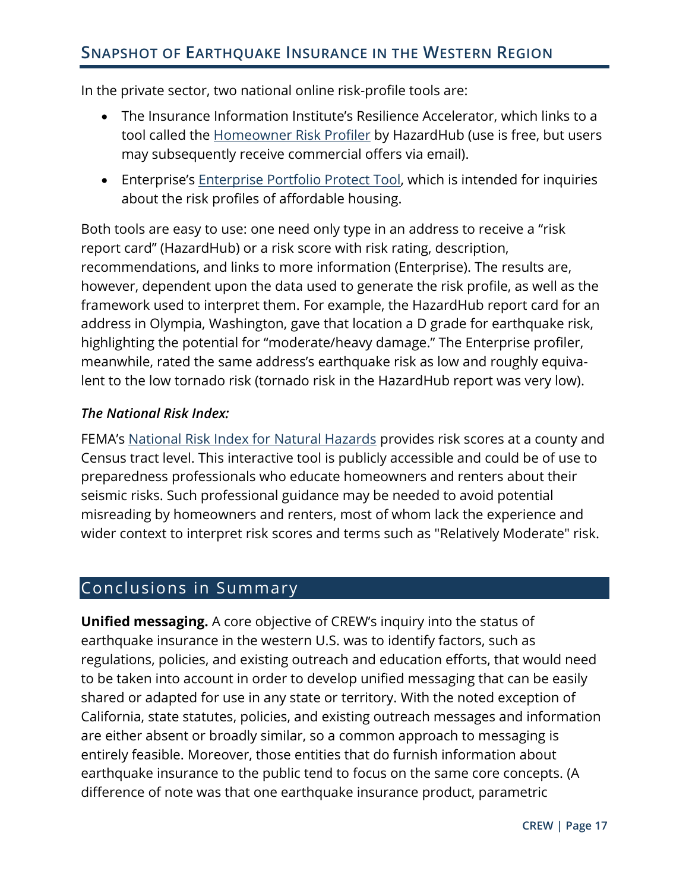## Snapshot of Earthquake Insurance in the Western Region

In the private sector, two national online risk-profile tools are:

- The Insurance Information Institute's Resilience Accelerator, which links to a tool called the Homeowner Risk Profiler by HazardHub (use is free, but users may subsequently receive commercial offers via email).
- Enterprise's Enterprise Portfolio Protect Tool, which is intended for inquiries about the risk profiles of affordable housing.

Both tools are easy to use: one need only type in an address to receive a "risk report card" (HazardHub) or a risk score with risk rating, description, recommendations, and links to more information (Enterprise). The results are, however, dependent upon the data used to generate the risk profile, as well as the framework used to interpret them. For example, the HazardHub report card for an address in Olympia, Washington, gave that location a D grade for earthquake risk, highlighting the potential for "moderate/heavy damage." The Enterprise profiler, meanwhile, rated the same address's earthquake risk as low and roughly equivalent to the low tornado risk (tornado risk in the HazardHub report was very low).

### *The National Risk Index:*

FEMA's National Risk Index for Natural Hazards provides risk scores at a county and Census tract level. This interactive tool is publicly accessible and could be of use to preparedness professionals who educate homeowners and renters about their seismic risks. Such professional guidance may be needed to avoid potential misreading by homeowners and renters, most of whom lack the experience and wider context to interpret risk scores and terms such as "Relatively Moderate" risk.

## Conclusions in Summary

**Unified messaging.** A core objective of CREW's inquiry into the status of earthquake insurance in the western U.S. was to identify factors, such as regulations, policies, and existing outreach and education efforts, that would need to be taken into account in order to develop unified messaging that can be easily shared or adapted for use in any state or territory. With the noted exception of California, state statutes, policies, and existing outreach messages and information are either absent or broadly similar, so a common approach to messaging is entirely feasible. Moreover, those entities that do furnish information about earthquake insurance to the public tend to focus on the same core concepts. (A difference of note was that one earthquake insurance product, parametric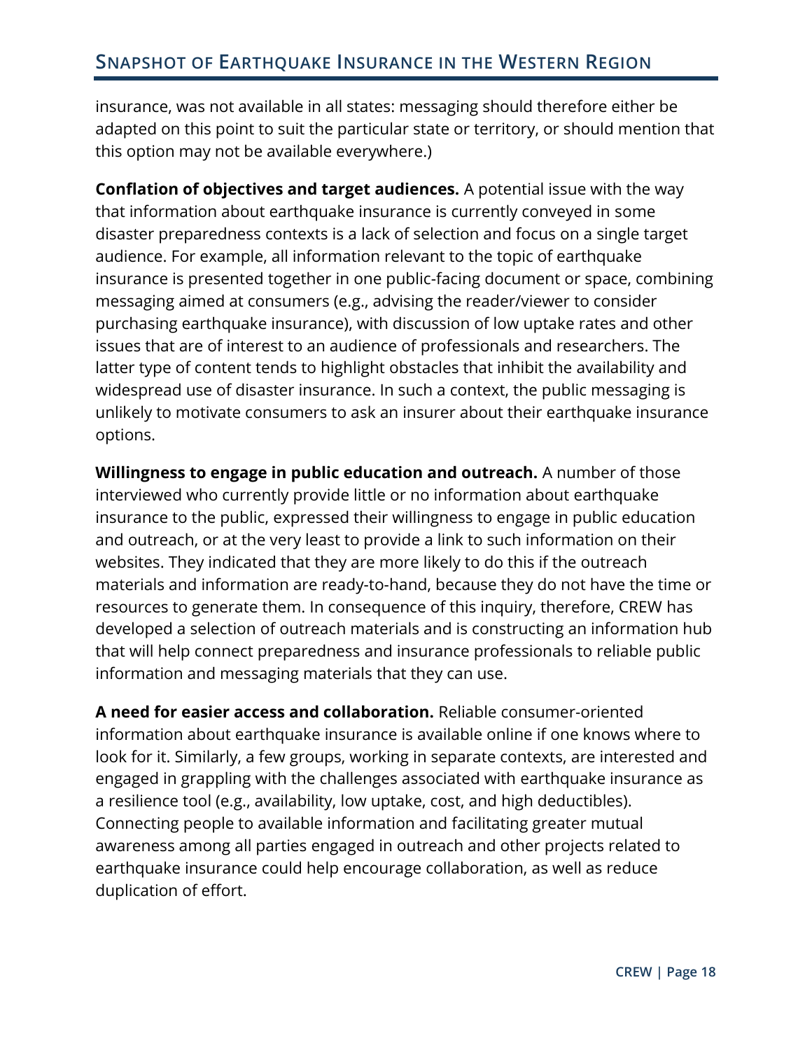insurance, was not available in all states: messaging should therefore either be adapted on this point to suit the particular state or territory, or should mention that this option may not be available everywhere.)

**Conflation of objectives and target audiences.** A potential issue with the way that information about earthquake insurance is currently conveyed in some disaster preparedness contexts is a lack of selection and focus on a single target audience. For example, all information relevant to the topic of earthquake insurance is presented together in one public-facing document or space, combining messaging aimed at consumers (e.g., advising the reader/viewer to consider purchasing earthquake insurance), with discussion of low uptake rates and other issues that are of interest to an audience of professionals and researchers. The latter type of content tends to highlight obstacles that inhibit the availability and widespread use of disaster insurance. In such a context, the public messaging is unlikely to motivate consumers to ask an insurer about their earthquake insurance options.

**Willingness to engage in public education and outreach.** A number of those interviewed who currently provide little or no information about earthquake insurance to the public, expressed their willingness to engage in public education and outreach, or at the very least to provide a link to such information on their websites. They indicated that they are more likely to do this if the outreach materials and information are ready-to-hand, because they do not have the time or resources to generate them. In consequence of this inquiry, therefore, CREW has developed a selection of outreach materials and is constructing an information hub that will help connect preparedness and insurance professionals to reliable public information and messaging materials that they can use.

**A need for easier access and collaboration.** Reliable consumer-oriented information about earthquake insurance is available online if one knows where to look for it. Similarly, a few groups, working in separate contexts, are interested and engaged in grappling with the challenges associated with earthquake insurance as a resilience tool (e.g., availability, low uptake, cost, and high deductibles). Connecting people to available information and facilitating greater mutual awareness among all parties engaged in outreach and other projects related to earthquake insurance could help encourage collaboration, as well as reduce duplication of effort.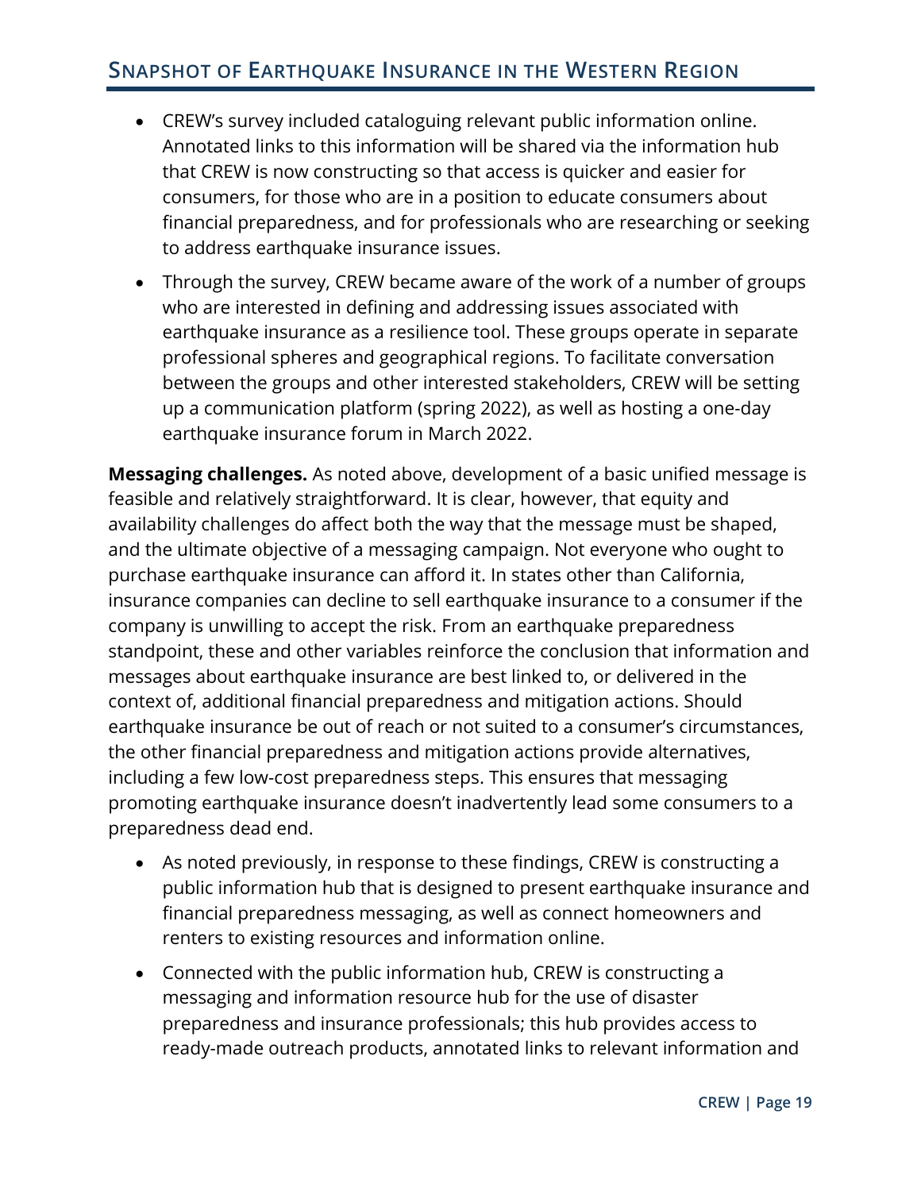- CREW's survey included cataloguing relevant public information online. Annotated links to this information will be shared via the information hub that CREW is now constructing so that access is quicker and easier for consumers, for those who are in a position to educate consumers about financial preparedness, and for professionals who are researching or seeking to address earthquake insurance issues.
- Through the survey, CREW became aware of the work of a number of groups who are interested in defining and addressing issues associated with earthquake insurance as a resilience tool. These groups operate in separate professional spheres and geographical regions. To facilitate conversation between the groups and other interested stakeholders, CREW will be setting up a communication platform (spring 2022), as well as hosting a one-day earthquake insurance forum in March 2022.

**Messaging challenges.** As noted above, development of a basic unified message is feasible and relatively straightforward. It is clear, however, that equity and availability challenges do affect both the way that the message must be shaped, and the ultimate objective of a messaging campaign. Not everyone who ought to purchase earthquake insurance can afford it. In states other than California, insurance companies can decline to sell earthquake insurance to a consumer if the company is unwilling to accept the risk. From an earthquake preparedness standpoint, these and other variables reinforce the conclusion that information and messages about earthquake insurance are best linked to, or delivered in the context of, additional financial preparedness and mitigation actions. Should earthquake insurance be out of reach or not suited to a consumer's circumstances, the other financial preparedness and mitigation actions provide alternatives, including a few low-cost preparedness steps. This ensures that messaging promoting earthquake insurance doesn't inadvertently lead some consumers to a preparedness dead end.

- As noted previously, in response to these findings, CREW is constructing a public information hub that is designed to present earthquake insurance and financial preparedness messaging, as well as connect homeowners and renters to existing resources and information online.
- Connected with the public information hub, CREW is constructing a messaging and information resource hub for the use of disaster preparedness and insurance professionals; this hub provides access to ready-made outreach products, annotated links to relevant information and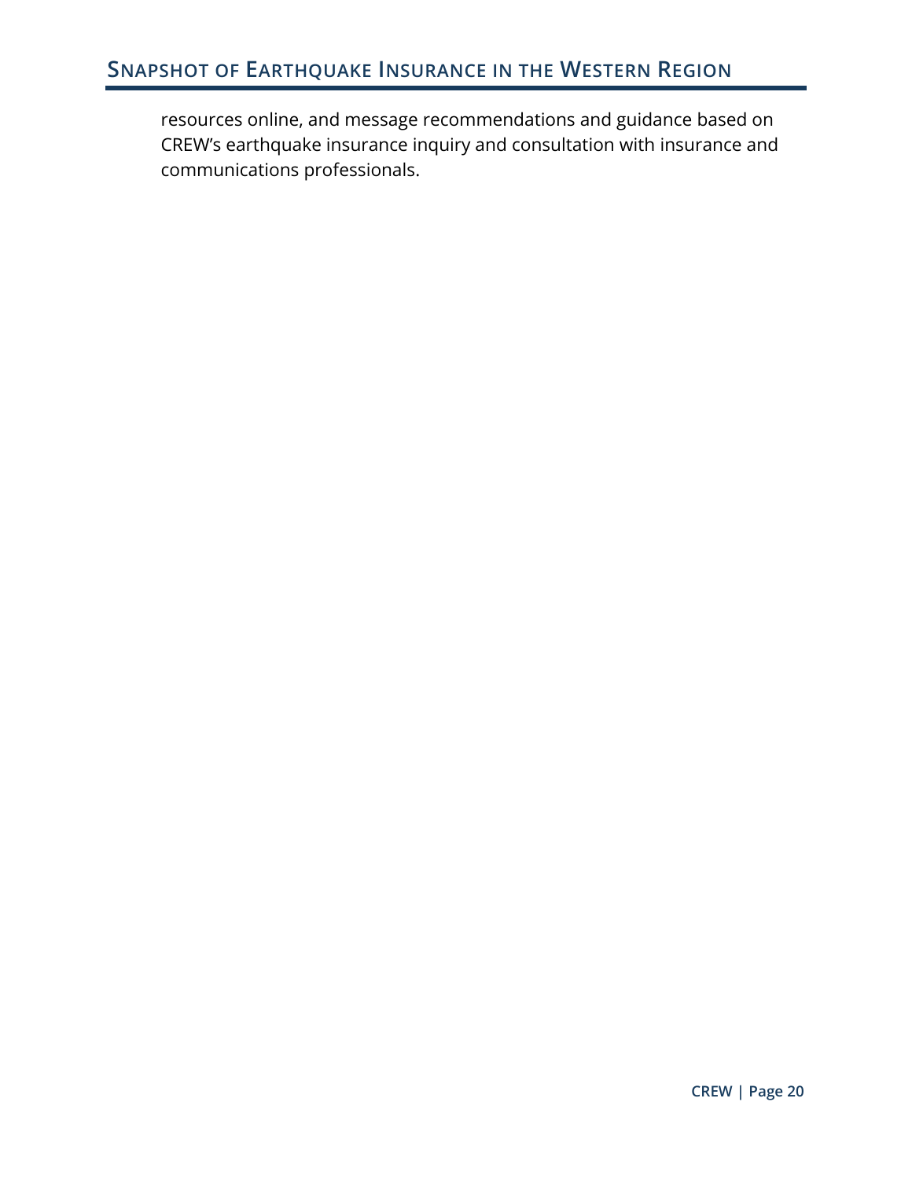resources online, and message recommendations and guidance based on CREW's earthquake insurance inquiry and consultation with insurance and communications professionals.